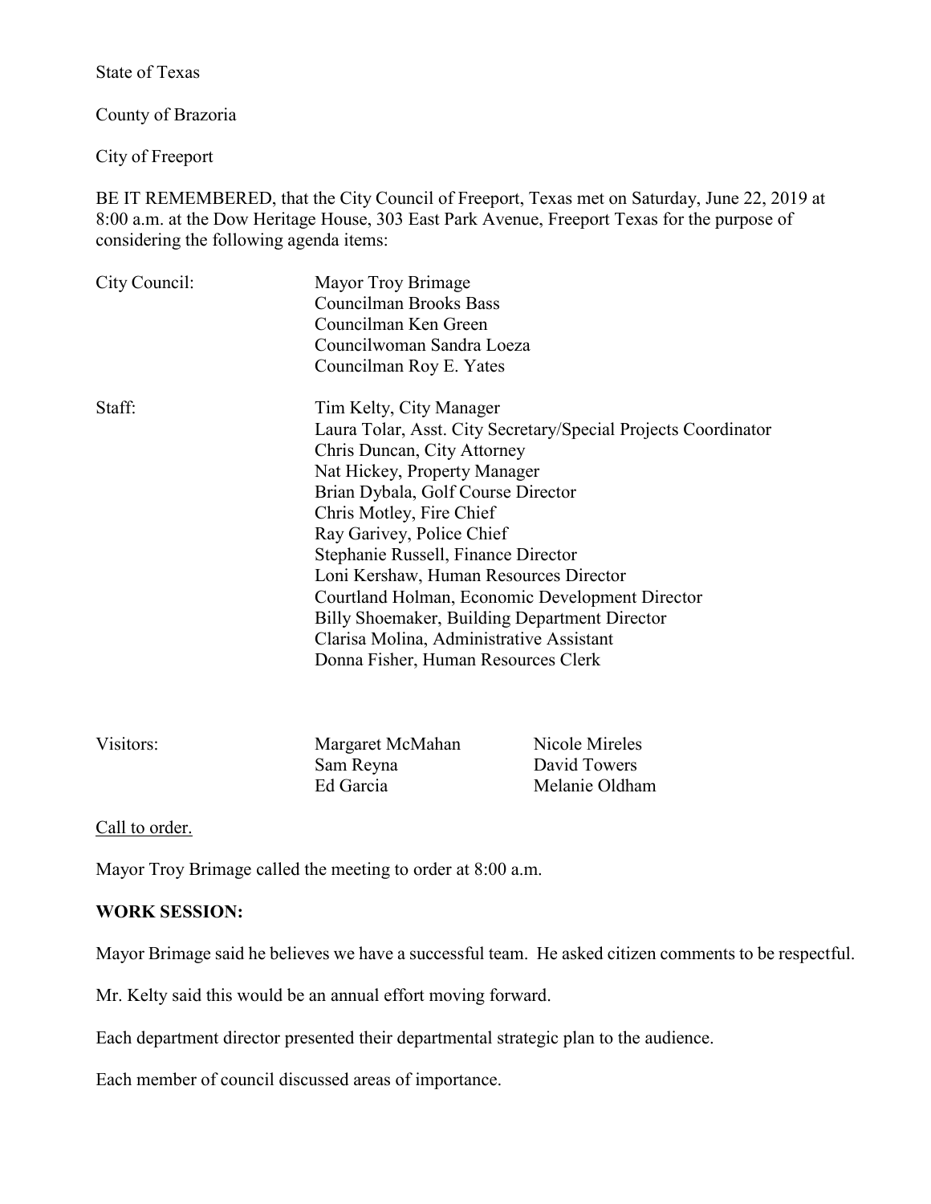State of Texas

County of Brazoria

City of Freeport

BE IT REMEMBERED, that the City Council of Freeport, Texas met on Saturday, June 22, 2019 at 8:00 a.m. at the Dow Heritage House, 303 East Park Avenue, Freeport Texas for the purpose of considering the following agenda items:

| | |
|---|---|
| City Council: | Mayor Troy Brimage<br>Councilman Brooks Bass<br>Councilman Ken Green<br>Councilwoman Sandra Loeza<br>Councilman Roy E. Yates |
| Staff: | Tim Kelty, City Manager<br>Laura Tolar, Asst. City Secretary/Special Projects Coordinator<br>Chris Duncan, City Attorney<br>Nat Hickey, Property Manager<br>Brian Dybala, Golf Course Director<br>Chris Motley, Fire Chief<br>Ray Garivey, Police Chief<br>Stephanie Russell, Finance Director<br>Loni Kershaw, Human Resources Director<br>Courtland Holman, Economic Development Director<br>Billy Shoemaker, Building Department Director<br>Clarisa Molina, Administrative Assistant<br>Donna Fisher, Human Resources Clerk |

| | | |
|---|---|---|
| Visitors: | Margaret McMahan | Nicole Mireles |
| | Sam Reyna | David Towers |
| | Ed Garcia | Melanie Oldham |

Call to order.

Mayor Troy Brimage called the meeting to order at 8:00 a.m.

**WORK SESSION:**

Mayor Brimage said he believes we have a successful team. He asked citizen comments to be respectful.

Mr. Kelty said this would be an annual effort moving forward.

Each department director presented their departmental strategic plan to the audience.

Each member of council discussed areas of importance.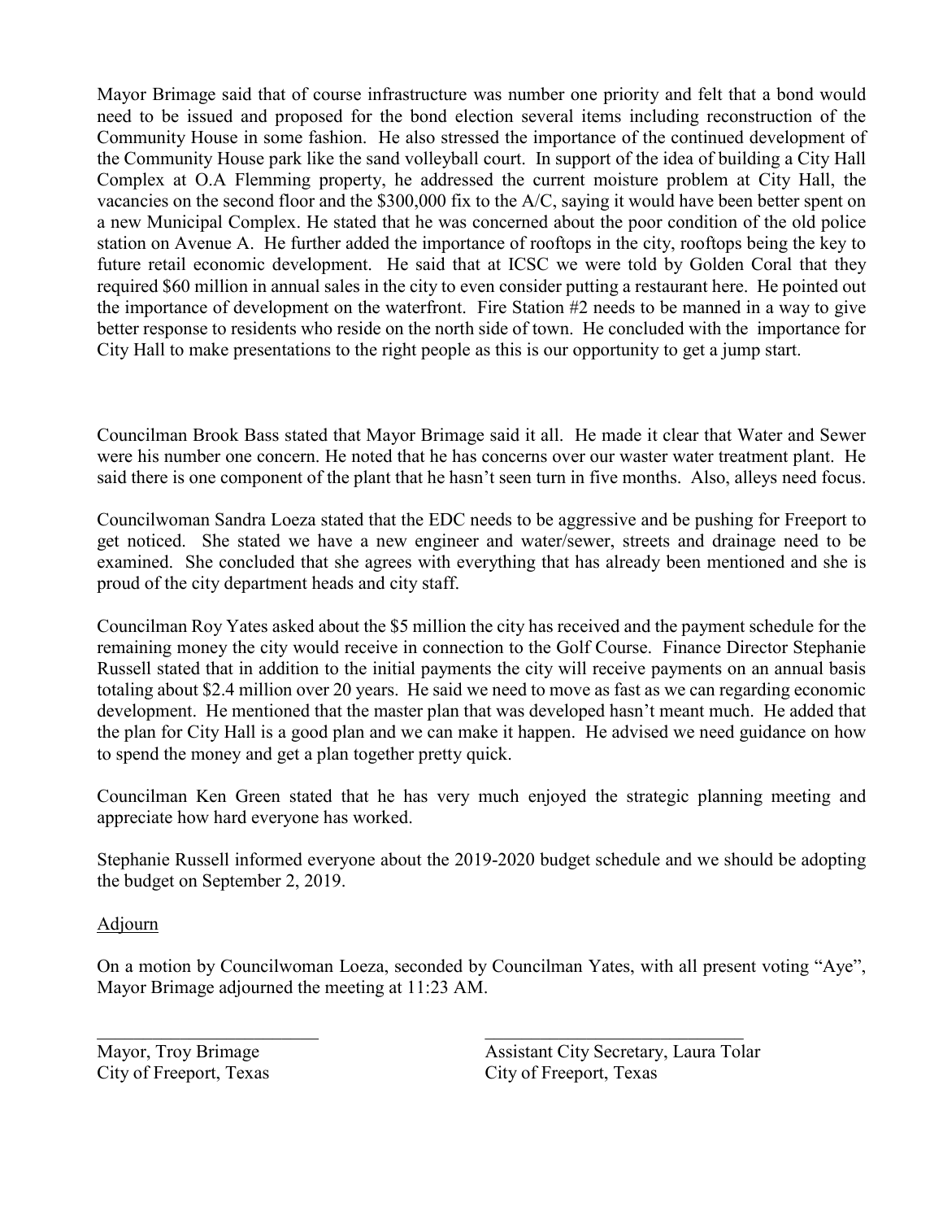Mayor Brimage said that of course infrastructure was number one priority and felt that a bond would need to be issued and proposed for the bond election several items including reconstruction of the Community House in some fashion. He also stressed the importance of the continued development of the Community House park like the sand volleyball court. In support of the idea of building a City Hall Complex at O.A Flemming property, he addressed the current moisture problem at City Hall, the vacancies on the second floor and the $300,000 fix to the A/C, saying it would have been better spent on a new Municipal Complex. He stated that he was concerned about the poor condition of the old police station on Avenue A. He further added the importance of rooftops in the city, rooftops being the key to future retail economic development. He said that at ICSC we were told by Golden Coral that they required $60 million in annual sales in the city to even consider putting a restaurant here. He pointed out the importance of development on the waterfront. Fire Station #2 needs to be manned in a way to give better response to residents who reside on the north side of town. He concluded with the importance for City Hall to make presentations to the right people as this is our opportunity to get a jump start.

Councilman Brook Bass stated that Mayor Brimage said it all. He made it clear that Water and Sewer were his number one concern. He noted that he has concerns over our waster water treatment plant. He said there is one component of the plant that he hasn't seen turn in five months. Also, alleys need focus.

Councilwoman Sandra Loeza stated that the EDC needs to be aggressive and be pushing for Freeport to get noticed. She stated we have a new engineer and water/sewer, streets and drainage need to be examined. She concluded that she agrees with everything that has already been mentioned and she is proud of the city department heads and city staff.

Councilman Roy Yates asked about the $5 million the city has received and the payment schedule for the remaining money the city would receive in connection to the Golf Course. Finance Director Stephanie Russell stated that in addition to the initial payments the city will receive payments on an annual basis totaling about $2.4 million over 20 years. He said we need to move as fast as we can regarding economic development. He mentioned that the master plan that was developed hasn't meant much. He added that the plan for City Hall is a good plan and we can make it happen. He advised we need guidance on how to spend the money and get a plan together pretty quick.

Councilman Ken Green stated that he has very much enjoyed the strategic planning meeting and appreciate how hard everyone has worked.

Stephanie Russell informed everyone about the 2019-2020 budget schedule and we should be adopting the budget on September 2, 2019.

Adjourn

On a motion by Councilwoman Loeza, seconded by Councilman Yates, with all present voting "Aye", Mayor Brimage adjourned the meeting at 11:23 AM.

_________________________
Mayor, Troy Brimage
City of Freeport, Texas

_________________________
Assistant City Secretary, Laura Tolar
City of Freeport, Texas